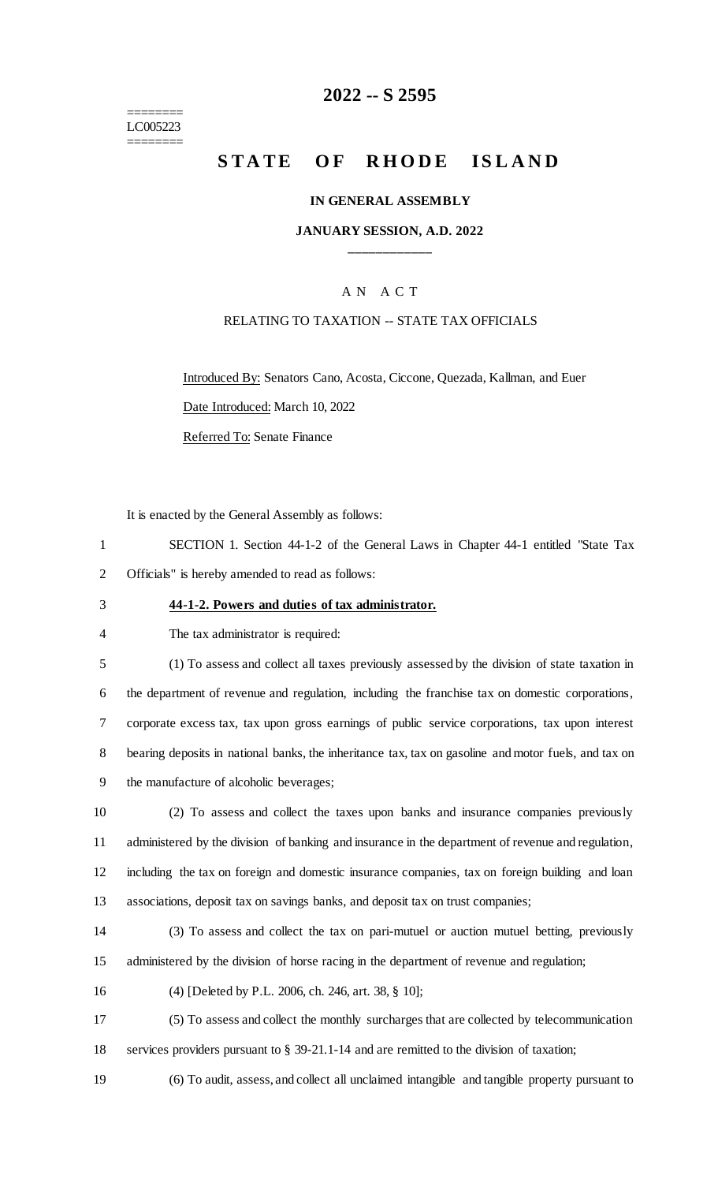# 2022 -- S 2595

========
LC005223
========

# STATE OF RHODE ISLAND

**IN GENERAL ASSEMBLY**

**JANUARY SESSION, A.D. 2022**

\_\_\_\_\_\_\_\_\_\_\_\_

A N A C T

RELATING TO TAXATION -- STATE TAX OFFICIALS

Introduced By: Senators Cano, Acosta, Ciccone, Quezada, Kallman, and Euer

Date Introduced: March 10, 2022

Referred To: Senate Finance

It is enacted by the General Assembly as follows:

1 SECTION 1. Section 44-1-2 of the General Laws in Chapter 44-1 entitled "State Tax
2 Officials" is hereby amended to read as follows:

3 **44-1-2. Powers and duties of tax administrator.**

4 The tax administrator is required:

5 (1) To assess and collect all taxes previously assessed by the division of state taxation in
6 the department of revenue and regulation, including the franchise tax on domestic corporations,
7 corporate excess tax, tax upon gross earnings of public service corporations, tax upon interest
8 bearing deposits in national banks, the inheritance tax, tax on gasoline and motor fuels, and tax on
9 the manufacture of alcoholic beverages;

10 (2) To assess and collect the taxes upon banks and insurance companies previously
11 administered by the division of banking and insurance in the department of revenue and regulation,
12 including the tax on foreign and domestic insurance companies, tax on foreign building and loan
13 associations, deposit tax on savings banks, and deposit tax on trust companies;

14 (3) To assess and collect the tax on pari-mutuel or auction mutuel betting, previously
15 administered by the division of horse racing in the department of revenue and regulation;

16 (4) [Deleted by P.L. 2006, ch. 246, art. 38, § 10];

17 (5) To assess and collect the monthly surcharges that are collected by telecommunication
18 services providers pursuant to § 39-21.1-14 and are remitted to the division of taxation;

19 (6) To audit, assess, and collect all unclaimed intangible and tangible property pursuant to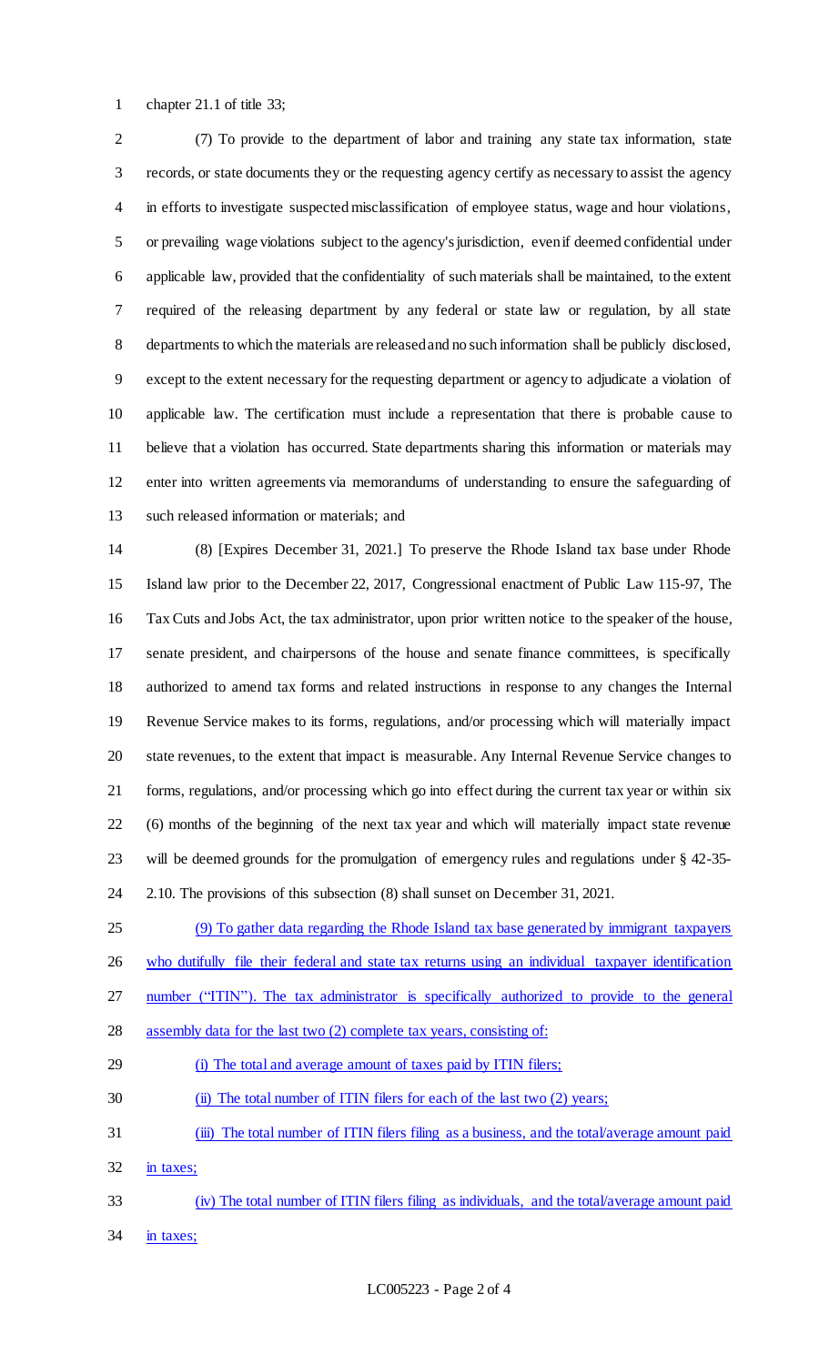chapter 21.1 of title 33;

(7) To provide to the department of labor and training any state tax information, state records, or state documents they or the requesting agency certify as necessary to assist the agency in efforts to investigate suspected misclassification of employee status, wage and hour violations, or prevailing wage violations subject to the agency's jurisdiction, even if deemed confidential under applicable law, provided that the confidentiality of such materials shall be maintained, to the extent required of the releasing department by any federal or state law or regulation, by all state departments to which the materials are released and no such information shall be publicly disclosed, except to the extent necessary for the requesting department or agency to adjudicate a violation of applicable law. The certification must include a representation that there is probable cause to believe that a violation has occurred. State departments sharing this information or materials may enter into written agreements via memorandums of understanding to ensure the safeguarding of such released information or materials; and

(8) [Expires December 31, 2021.] To preserve the Rhode Island tax base under Rhode Island law prior to the December 22, 2017, Congressional enactment of Public Law 115-97, The Tax Cuts and Jobs Act, the tax administrator, upon prior written notice to the speaker of the house, senate president, and chairpersons of the house and senate finance committees, is specifically authorized to amend tax forms and related instructions in response to any changes the Internal Revenue Service makes to its forms, regulations, and/or processing which will materially impact state revenues, to the extent that impact is measurable. Any Internal Revenue Service changes to forms, regulations, and/or processing which go into effect during the current tax year or within six (6) months of the beginning of the next tax year and which will materially impact state revenue will be deemed grounds for the promulgation of emergency rules and regulations under § 42-35-2.10. The provisions of this subsection (8) shall sunset on December 31, 2021.

(9) To gather data regarding the Rhode Island tax base generated by immigrant taxpayers who dutifully file their federal and state tax returns using an individual taxpayer identification number ("ITIN"). The tax administrator is specifically authorized to provide to the general assembly data for the last two (2) complete tax years, consisting of:

(i) The total and average amount of taxes paid by ITIN filers;

(ii) The total number of ITIN filers for each of the last two (2) years;

(iii) The total number of ITIN filers filing as a business, and the total/average amount paid in taxes;

(iv) The total number of ITIN filers filing as individuals, and the total/average amount paid in taxes;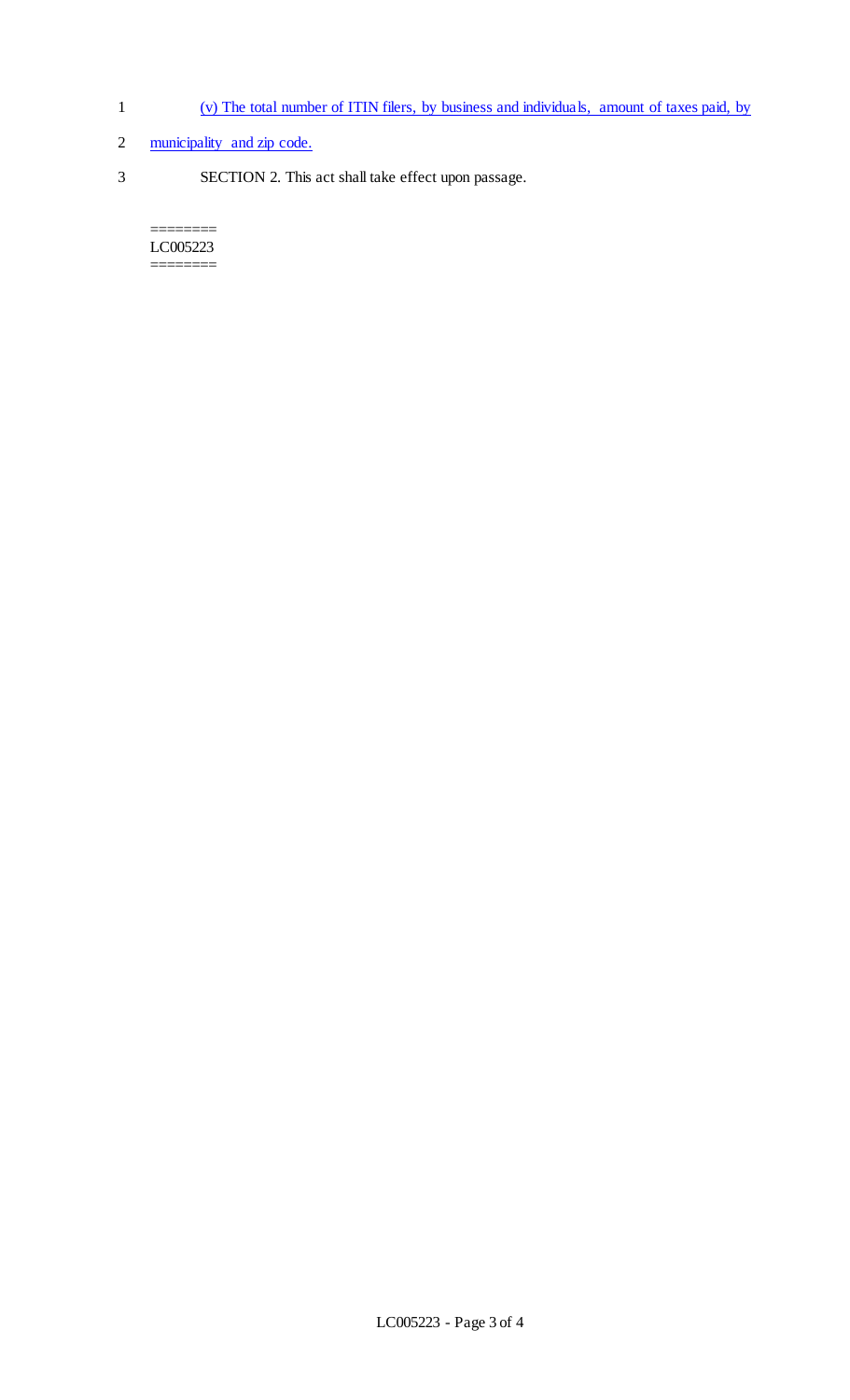(v) The total number of ITIN filers, by business and individuals, amount of taxes paid, by municipality and zip code.

SECTION 2. This act shall take effect upon passage.

========
LC005223
========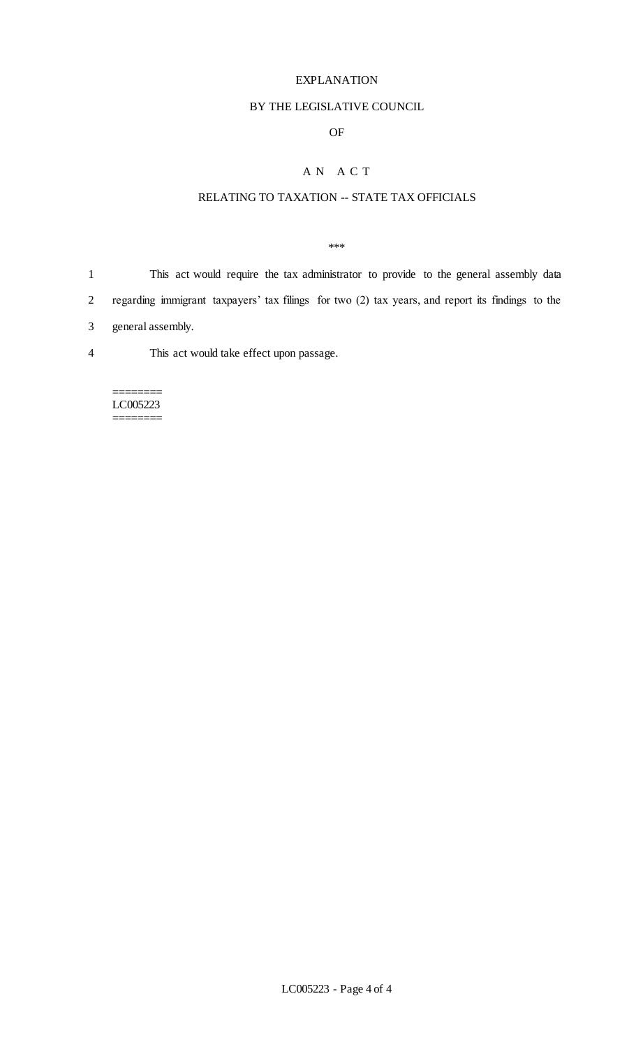EXPLANATION

BY THE LEGISLATIVE COUNCIL

OF

A N A C T

RELATING TO TAXATION -- STATE TAX OFFICIALS

\*\*\*

1 This act would require the tax administrator to provide to the general assembly data
2 regarding immigrant taxpayers' tax filings for two (2) tax years, and report its findings to the
3 general assembly.

4 This act would take effect upon passage.

========
LC005223
========